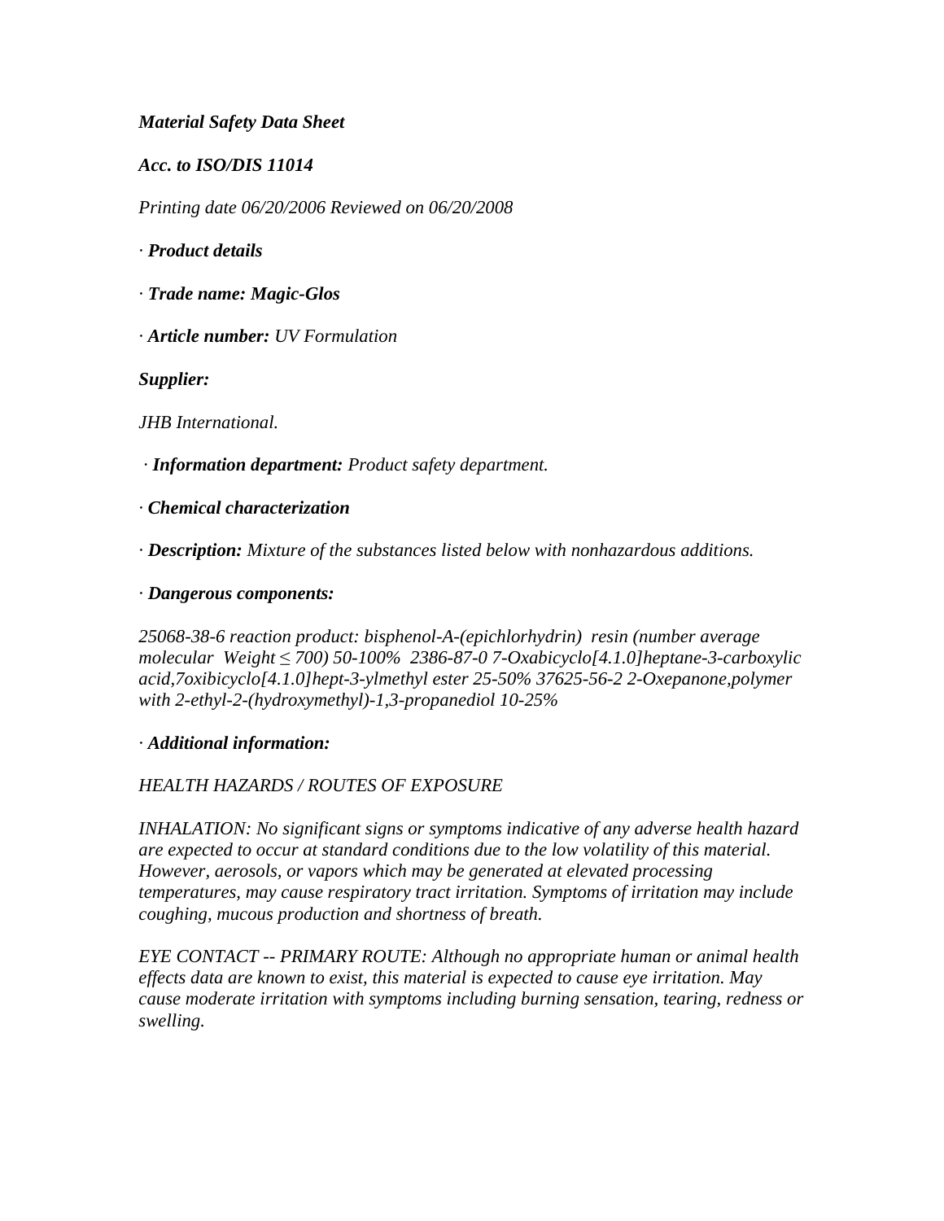***Material Safety Data Sheet***

***Acc. to ISO/DIS 11014***

*Printing date 06/20/2006 Reviewed on 06/20/2008*

*·* ***Product details***

*·* ***Trade name: Magic-Glos***

*·* ***Article number:*** *UV Formulation*

***Supplier:***

*JHB International.*

*·* ***Information department:*** *Product safety department.*

*·* ***Chemical characterization***

*·* ***Description:*** *Mixture of the substances listed below with nonhazardous additions.*

*·* ***Dangerous components:***

*25068-38-6 reaction product: bisphenol-A-(epichlorhydrin) resin (number average molecular Weight ≤ 700) 50-100% 2386-87-0 7-Oxabicyclo[4.1.0]heptane-3-carboxylic acid,7oxibicyclo[4.1.0]hept-3-ylmethyl ester 25-50% 37625-56-2 2-Oxepanone,polymer with 2-ethyl-2-(hydroxymethyl)-1,3-propanediol 10-25%*

*·* ***Additional information:***

*HEALTH HAZARDS / ROUTES OF EXPOSURE*

*INHALATION: No significant signs or symptoms indicative of any adverse health hazard are expected to occur at standard conditions due to the low volatility of this material. However, aerosols, or vapors which may be generated at elevated processing temperatures, may cause respiratory tract irritation. Symptoms of irritation may include coughing, mucous production and shortness of breath.*

*EYE CONTACT -- PRIMARY ROUTE: Although no appropriate human or animal health effects data are known to exist, this material is expected to cause eye irritation. May cause moderate irritation with symptoms including burning sensation, tearing, redness or swelling.*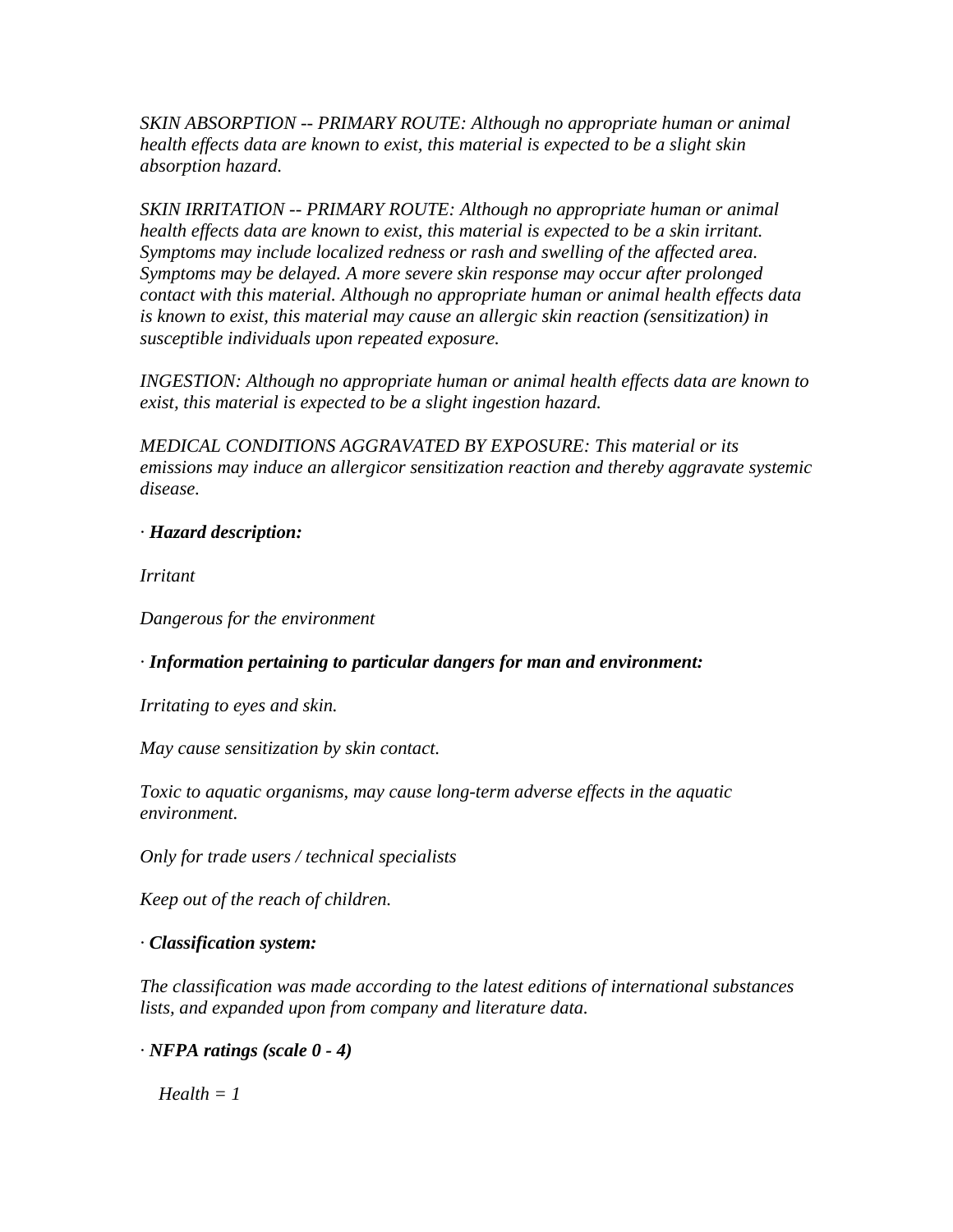*SKIN ABSORPTION -- PRIMARY ROUTE: Although no appropriate human or animal health effects data are known to exist, this material is expected to be a slight skin absorption hazard.*

*SKIN IRRITATION -- PRIMARY ROUTE: Although no appropriate human or animal health effects data are known to exist, this material is expected to be a skin irritant. Symptoms may include localized redness or rash and swelling of the affected area. Symptoms may be delayed. A more severe skin response may occur after prolonged contact with this material. Although no appropriate human or animal health effects data is known to exist, this material may cause an allergic skin reaction (sensitization) in susceptible individuals upon repeated exposure.*

*INGESTION: Although no appropriate human or animal health effects data are known to exist, this material is expected to be a slight ingestion hazard.*

*MEDICAL CONDITIONS AGGRAVATED BY EXPOSURE: This material or its emissions may induce an allergicor sensitization reaction and thereby aggravate systemic disease.*

· ***Hazard description:***

*Irritant*

*Dangerous for the environment*

· ***Information pertaining to particular dangers for man and environment:***

*Irritating to eyes and skin.*

*May cause sensitization by skin contact.*

*Toxic to aquatic organisms, may cause long-term adverse effects in the aquatic environment.*

*Only for trade users / technical specialists*

*Keep out of the reach of children.*

· ***Classification system:***

*The classification was made according to the latest editions of international substances lists, and expanded upon from company and literature data.*

· ***NFPA ratings (scale 0 - 4)***

*Health = 1*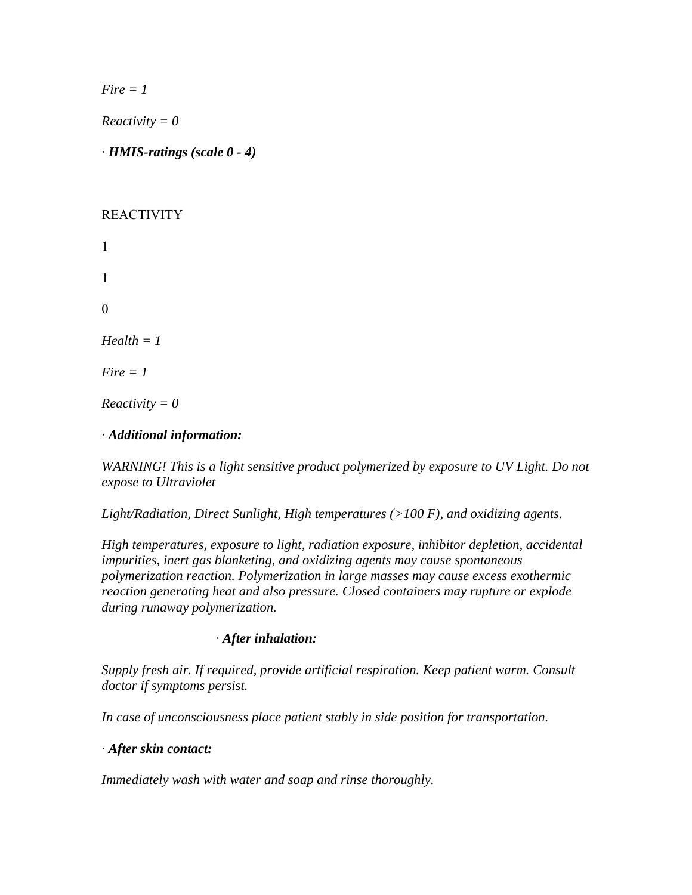*Fire = 1*

*Reactivity = 0*

· ***HMIS-ratings (scale 0 - 4)***

REACTIVITY

1

1

0

*Health = 1*

*Fire = 1*

*Reactivity = 0*

· ***Additional information:***

*WARNING! This is a light sensitive product polymerized by exposure to UV Light. Do not expose to Ultraviolet*

*Light/Radiation, Direct Sunlight, High temperatures (>100 F), and oxidizing agents.*

*High temperatures, exposure to light, radiation exposure, inhibitor depletion, accidental impurities, inert gas blanketing, and oxidizing agents may cause spontaneous polymerization reaction. Polymerization in large masses may cause excess exothermic reaction generating heat and also pressure. Closed containers may rupture or explode during runaway polymerization.*

· ***After inhalation:***

*Supply fresh air. If required, provide artificial respiration. Keep patient warm. Consult doctor if symptoms persist.*

*In case of unconsciousness place patient stably in side position for transportation.*

· ***After skin contact:***

*Immediately wash with water and soap and rinse thoroughly.*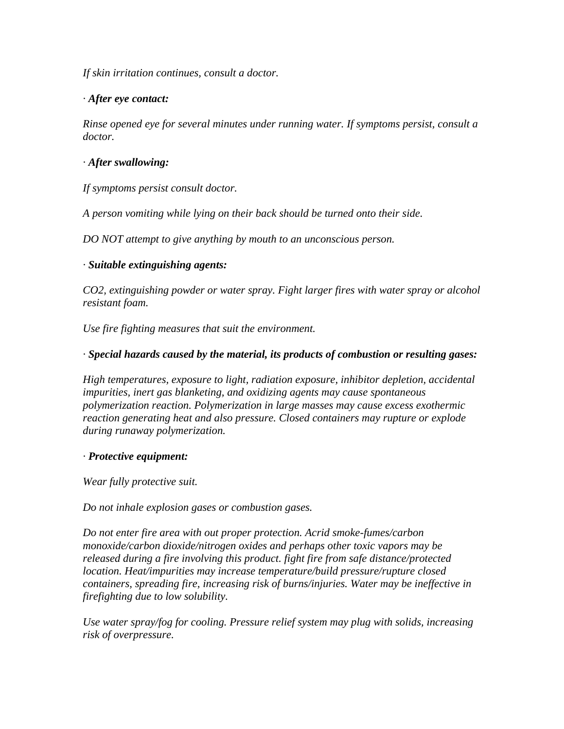*If skin irritation continues, consult a doctor.*

· ***After eye contact:***

*Rinse opened eye for several minutes under running water. If symptoms persist, consult a doctor.*

· ***After swallowing:***

*If symptoms persist consult doctor.*

*A person vomiting while lying on their back should be turned onto their side.*

*DO NOT attempt to give anything by mouth to an unconscious person.*

· ***Suitable extinguishing agents:***

*CO2, extinguishing powder or water spray. Fight larger fires with water spray or alcohol resistant foam.*

*Use fire fighting measures that suit the environment.*

· ***Special hazards caused by the material, its products of combustion or resulting gases:***

*High temperatures, exposure to light, radiation exposure, inhibitor depletion, accidental impurities, inert gas blanketing, and oxidizing agents may cause spontaneous polymerization reaction. Polymerization in large masses may cause excess exothermic reaction generating heat and also pressure. Closed containers may rupture or explode during runaway polymerization.*

· ***Protective equipment:***

*Wear fully protective suit.*

*Do not inhale explosion gases or combustion gases.*

*Do not enter fire area with out proper protection. Acrid smoke-fumes/carbon monoxide/carbon dioxide/nitrogen oxides and perhaps other toxic vapors may be released during a fire involving this product. fight fire from safe distance/protected location. Heat/impurities may increase temperature/build pressure/rupture closed containers, spreading fire, increasing risk of burns/injuries. Water may be ineffective in firefighting due to low solubility.*

*Use water spray/fog for cooling. Pressure relief system may plug with solids, increasing risk of overpressure.*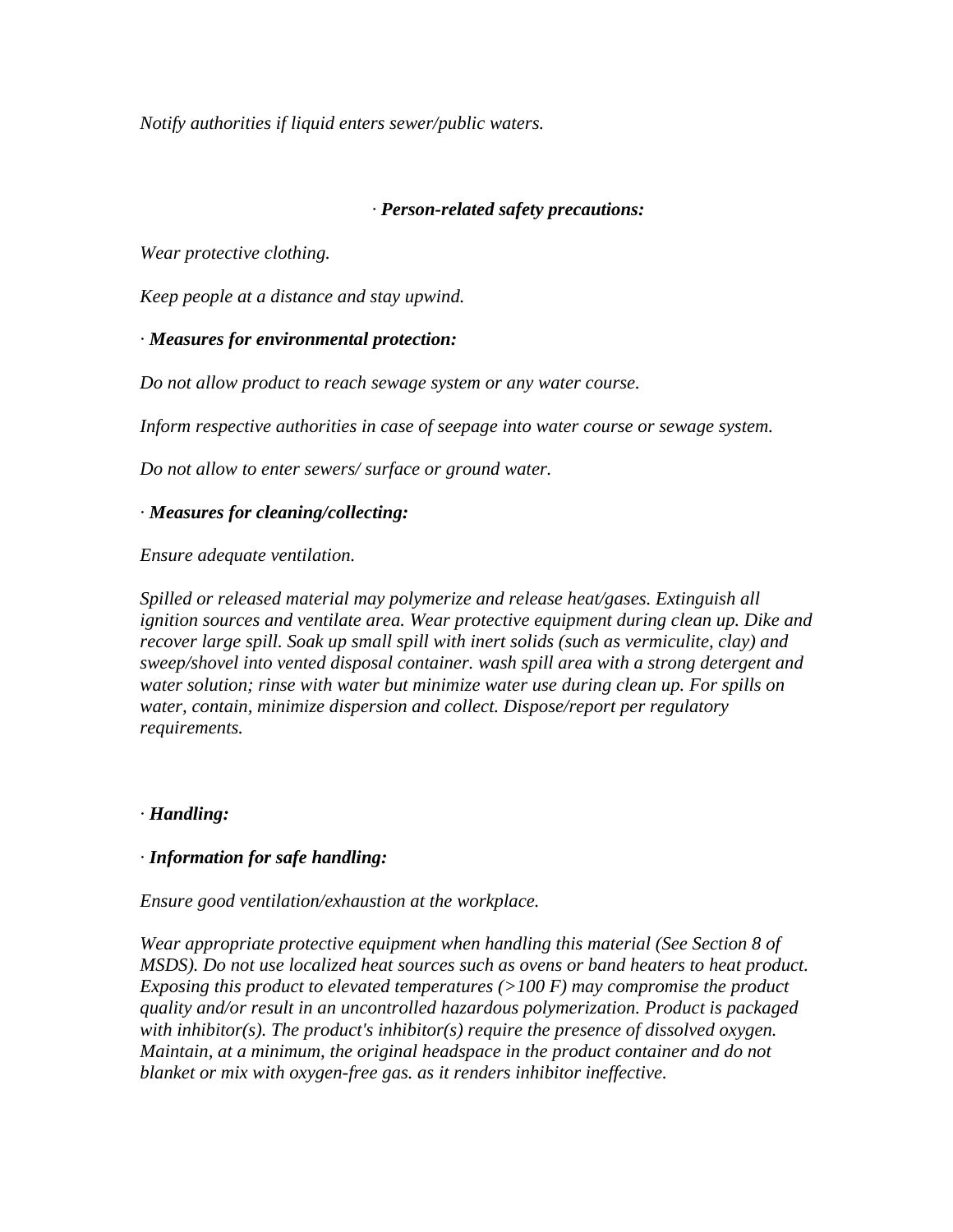*Notify authorities if liquid enters sewer/public waters.*

· ***Person-related safety precautions:***

*Wear protective clothing.*

*Keep people at a distance and stay upwind.*

· ***Measures for environmental protection:***

*Do not allow product to reach sewage system or any water course.*

*Inform respective authorities in case of seepage into water course or sewage system.*

*Do not allow to enter sewers/ surface or ground water.*

· ***Measures for cleaning/collecting:***

*Ensure adequate ventilation.*

*Spilled or released material may polymerize and release heat/gases. Extinguish all ignition sources and ventilate area. Wear protective equipment during clean up. Dike and recover large spill. Soak up small spill with inert solids (such as vermiculite, clay) and sweep/shovel into vented disposal container. wash spill area with a strong detergent and water solution; rinse with water but minimize water use during clean up. For spills on water, contain, minimize dispersion and collect. Dispose/report per regulatory requirements.*

· ***Handling:***

· ***Information for safe handling:***

*Ensure good ventilation/exhaustion at the workplace.*

*Wear appropriate protective equipment when handling this material (See Section 8 of MSDS). Do not use localized heat sources such as ovens or band heaters to heat product. Exposing this product to elevated temperatures (>100 F) may compromise the product quality and/or result in an uncontrolled hazardous polymerization. Product is packaged with inhibitor(s). The product's inhibitor(s) require the presence of dissolved oxygen. Maintain, at a minimum, the original headspace in the product container and do not blanket or mix with oxygen-free gas. as it renders inhibitor ineffective.*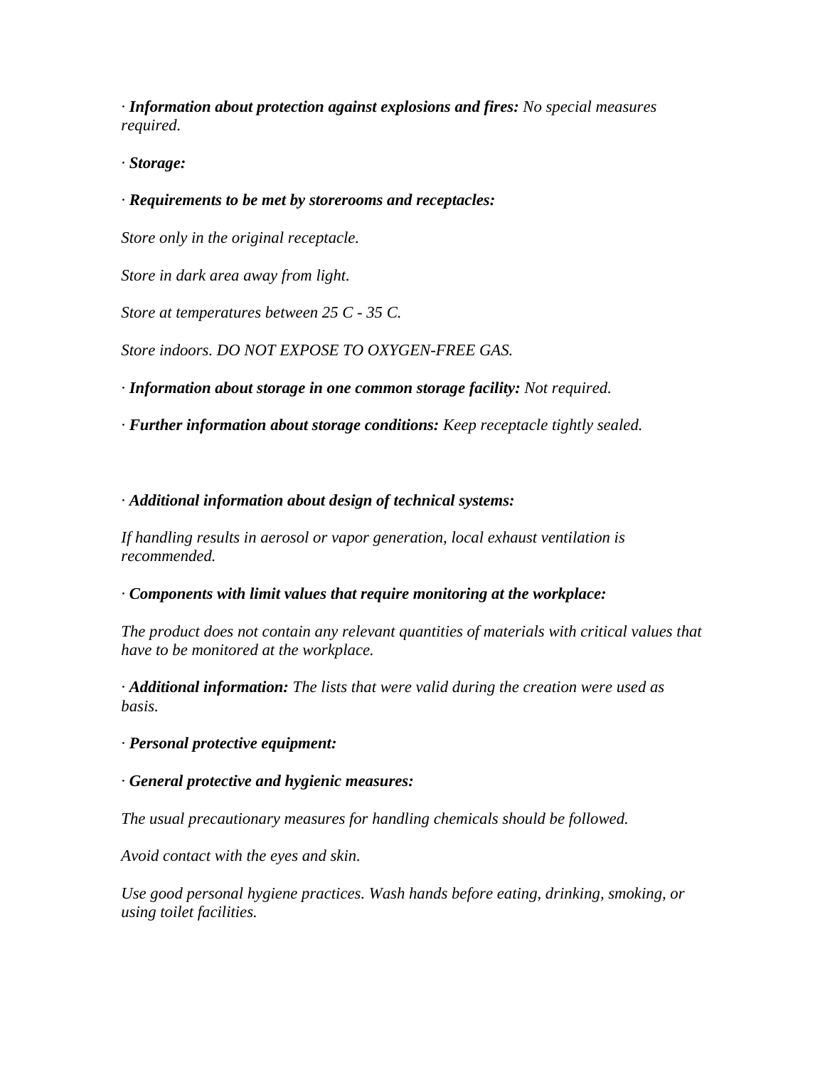· ***Information about protection against explosions and fires:*** *No special measures required.*

· ***Storage:***

· ***Requirements to be met by storerooms and receptacles:***

*Store only in the original receptacle.*

*Store in dark area away from light.*

*Store at temperatures between 25 C - 35 C.*

*Store indoors. DO NOT EXPOSE TO OXYGEN-FREE GAS.*

· ***Information about storage in one common storage facility:*** *Not required.*

· ***Further information about storage conditions:*** *Keep receptacle tightly sealed.*

· ***Additional information about design of technical systems:***

*If handling results in aerosol or vapor generation, local exhaust ventilation is recommended.*

· ***Components with limit values that require monitoring at the workplace:***

*The product does not contain any relevant quantities of materials with critical values that have to be monitored at the workplace.*

· ***Additional information:*** *The lists that were valid during the creation were used as basis.*

· ***Personal protective equipment:***

· ***General protective and hygienic measures:***

*The usual precautionary measures for handling chemicals should be followed.*

*Avoid contact with the eyes and skin.*

*Use good personal hygiene practices. Wash hands before eating, drinking, smoking, or using toilet facilities.*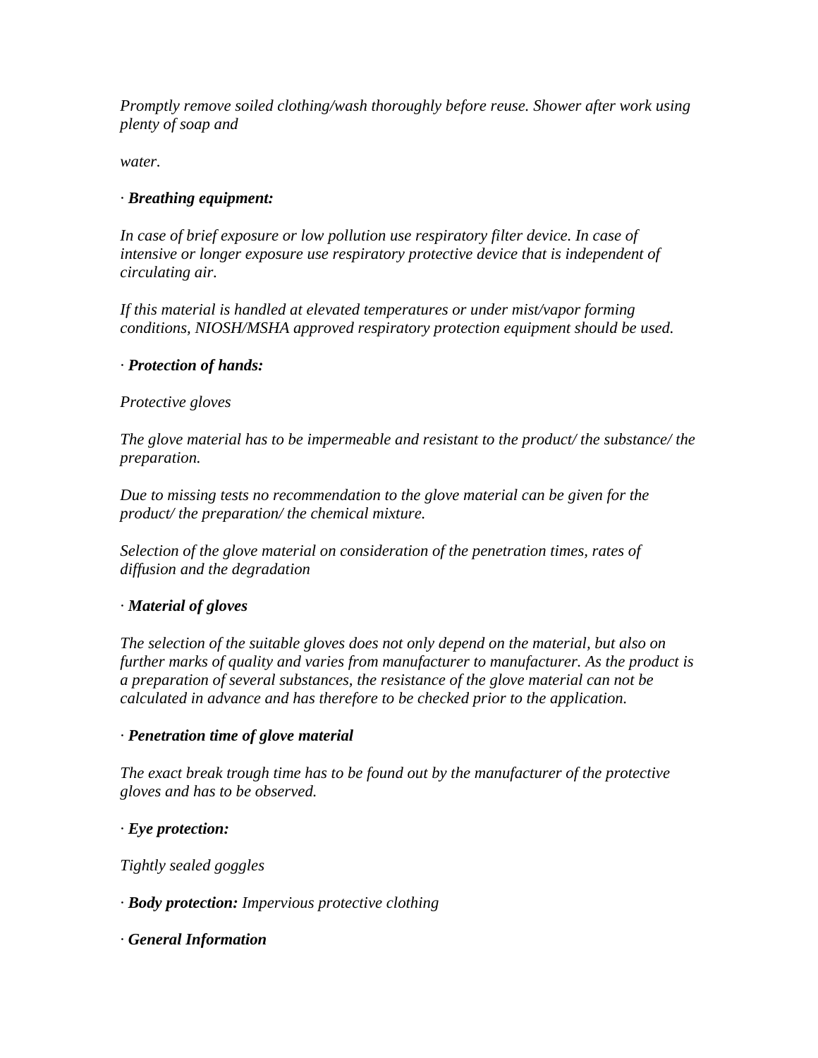*Promptly remove soiled clothing/wash thoroughly before reuse. Shower after work using plenty of soap and*

*water.*

· ***Breathing equipment:***

*In case of brief exposure or low pollution use respiratory filter device. In case of intensive or longer exposure use respiratory protective device that is independent of circulating air.*

*If this material is handled at elevated temperatures or under mist/vapor forming conditions, NIOSH/MSHA approved respiratory protection equipment should be used.*

· ***Protection of hands:***

*Protective gloves*

*The glove material has to be impermeable and resistant to the product/ the substance/ the preparation.*

*Due to missing tests no recommendation to the glove material can be given for the product/ the preparation/ the chemical mixture.*

*Selection of the glove material on consideration of the penetration times, rates of diffusion and the degradation*

· ***Material of gloves***

*The selection of the suitable gloves does not only depend on the material, but also on further marks of quality and varies from manufacturer to manufacturer. As the product is a preparation of several substances, the resistance of the glove material can not be calculated in advance and has therefore to be checked prior to the application.*

· ***Penetration time of glove material***

*The exact break trough time has to be found out by the manufacturer of the protective gloves and has to be observed.*

· ***Eye protection:***

*Tightly sealed goggles*

· ***Body protection:*** *Impervious protective clothing*

· ***General Information***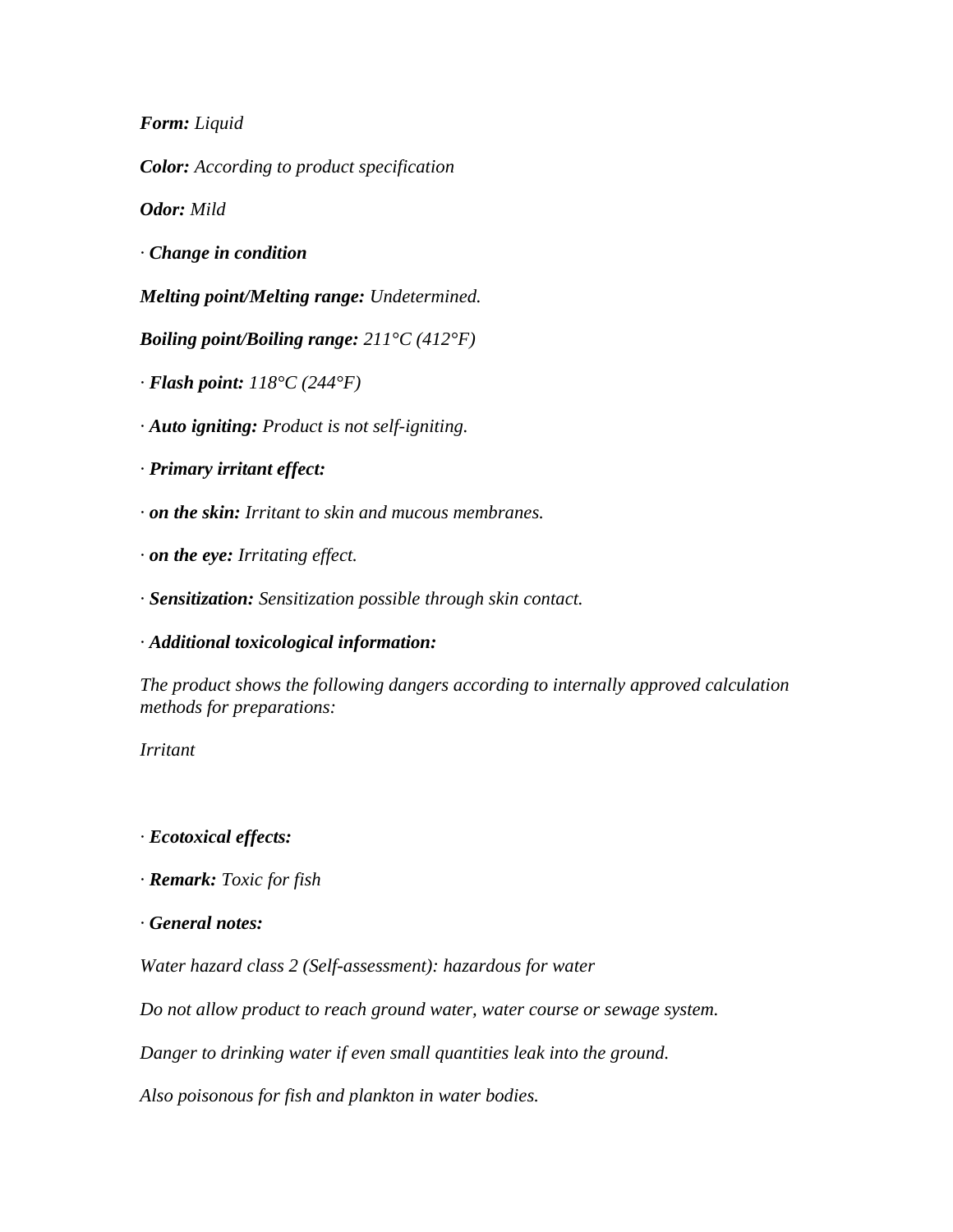***Form:*** *Liquid*

***Color:*** *According to product specification*

***Odor:*** *Mild*

· ***Change in condition***

***Melting point/Melting range:*** *Undetermined.*

***Boiling point/Boiling range:*** *211°C (412°F)*

· ***Flash point:*** *118°C (244°F)*

· ***Auto igniting:*** *Product is not self-igniting.*

· ***Primary irritant effect:***

· ***on the skin:*** *Irritant to skin and mucous membranes.*

· ***on the eye:*** *Irritating effect.*

· ***Sensitization:*** *Sensitization possible through skin contact.*

· ***Additional toxicological information:***

*The product shows the following dangers according to internally approved calculation methods for preparations:*

*Irritant*

· ***Ecotoxical effects:***

· ***Remark:*** *Toxic for fish*

· ***General notes:***

*Water hazard class 2 (Self-assessment): hazardous for water*

*Do not allow product to reach ground water, water course or sewage system.*

*Danger to drinking water if even small quantities leak into the ground.*

*Also poisonous for fish and plankton in water bodies.*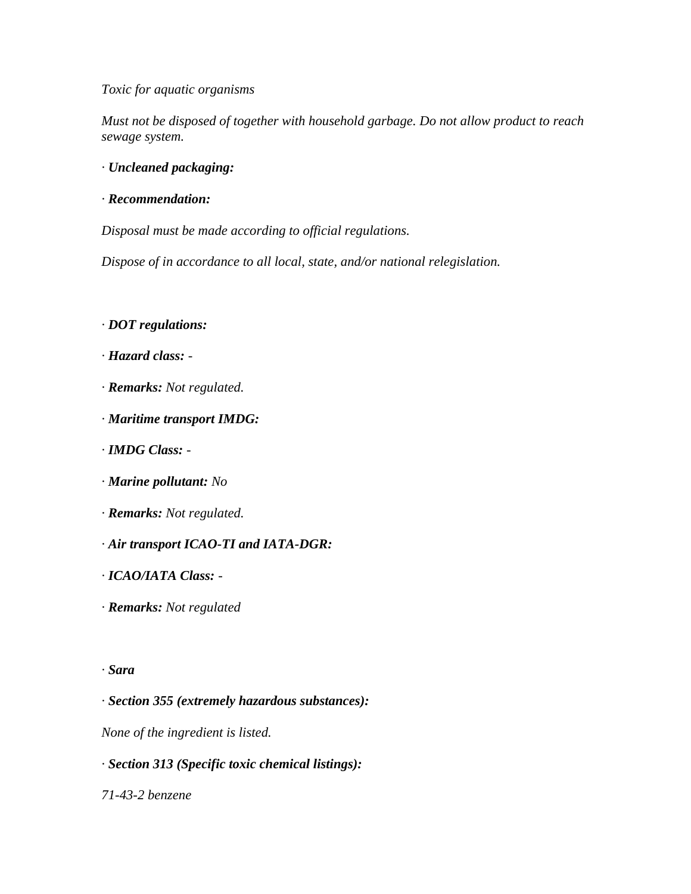*Toxic for aquatic organisms*

*Must not be disposed of together with household garbage. Do not allow product to reach sewage system.*

· ***Uncleaned packaging:***

· ***Recommendation:***

*Disposal must be made according to official regulations.*

*Dispose of in accordance to all local, state, and/or national relegislation.*

· ***DOT regulations:***

· ***Hazard class: -***

· ***Remarks:*** *Not regulated.*

· ***Maritime transport IMDG:***

· ***IMDG Class: -***

· ***Marine pollutant:*** *No*

· ***Remarks:*** *Not regulated.*

· ***Air transport ICAO-TI and IATA-DGR:***

· ***ICAO/IATA Class:*** *-*

· ***Remarks:*** *Not regulated*

· ***Sara***

· ***Section 355 (extremely hazardous substances):***

*None of the ingredient is listed.*

· ***Section 313 (Specific toxic chemical listings):***

*71-43-2 benzene*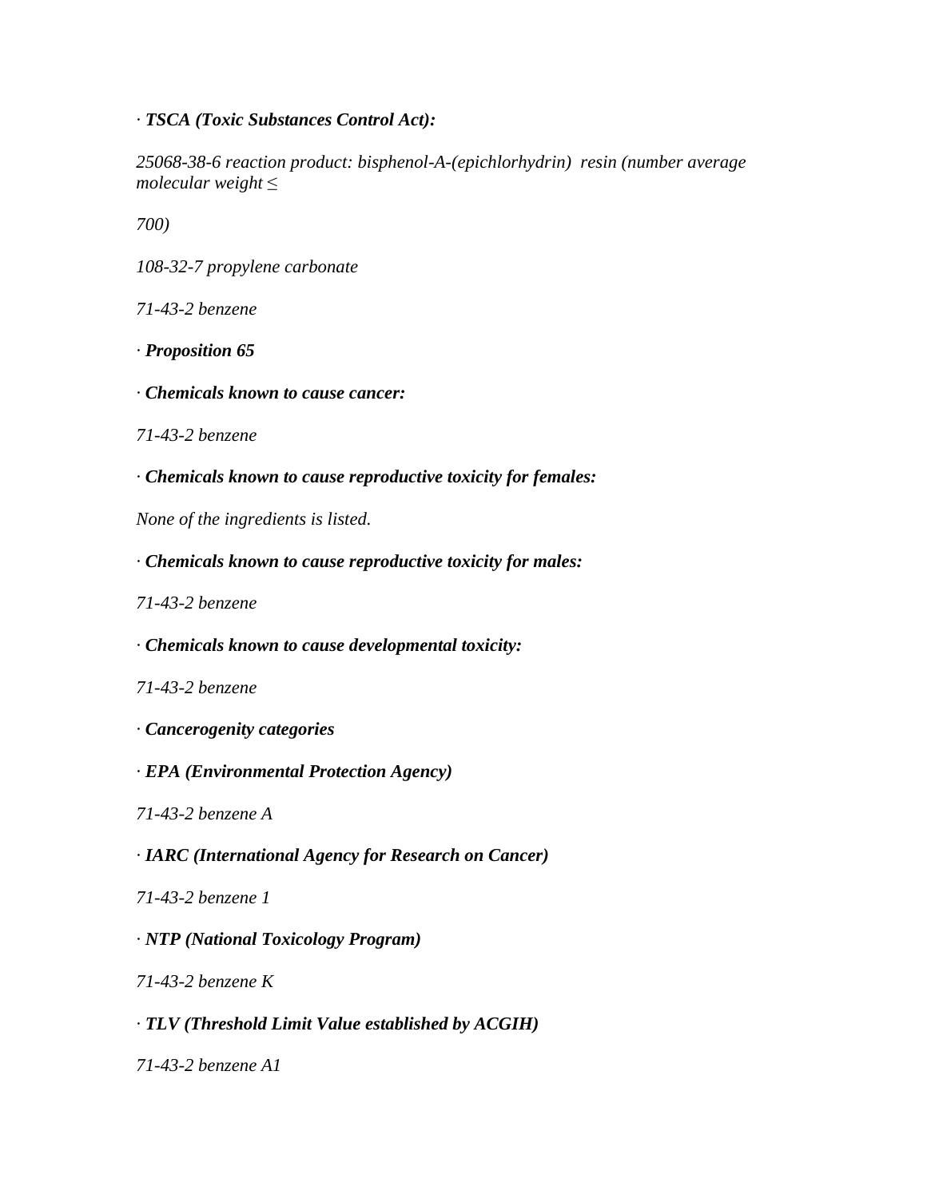· ***TSCA (Toxic Substances Control Act):***

*25068-38-6 reaction product: bisphenol-A-(epichlorhydrin) resin (number average molecular weight ≤*

*700)*

*108-32-7 propylene carbonate*

*71-43-2 benzene*

· ***Proposition 65***

· ***Chemicals known to cause cancer:***

*71-43-2 benzene*

· ***Chemicals known to cause reproductive toxicity for females:***

*None of the ingredients is listed.*

· ***Chemicals known to cause reproductive toxicity for males:***

*71-43-2 benzene*

· ***Chemicals known to cause developmental toxicity:***

*71-43-2 benzene*

· ***Cancerogenity categories***

· ***EPA (Environmental Protection Agency)***

*71-43-2 benzene A*

· ***IARC (International Agency for Research on Cancer)***

*71-43-2 benzene 1*

· ***NTP (National Toxicology Program)***

*71-43-2 benzene K*

· ***TLV (Threshold Limit Value established by ACGIH)***

*71-43-2 benzene A1*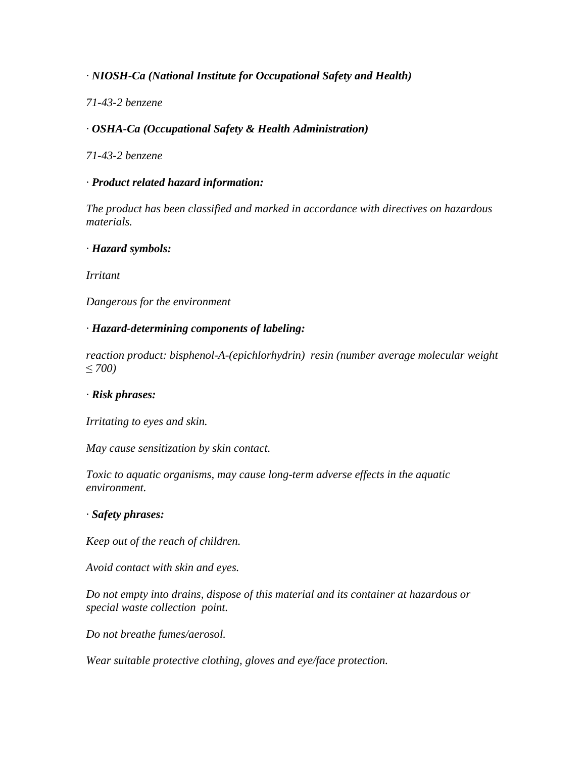· ***NIOSH-Ca (National Institute for Occupational Safety and Health)***

*71-43-2 benzene*

· ***OSHA-Ca (Occupational Safety & Health Administration)***

*71-43-2 benzene*

· ***Product related hazard information:***

*The product has been classified and marked in accordance with directives on hazardous materials.*

· ***Hazard symbols:***

*Irritant*

*Dangerous for the environment*

· ***Hazard-determining components of labeling:***

*reaction product: bisphenol-A-(epichlorhydrin) resin (number average molecular weight ≤ 700)*

· ***Risk phrases:***

*Irritating to eyes and skin.*

*May cause sensitization by skin contact.*

*Toxic to aquatic organisms, may cause long-term adverse effects in the aquatic environment.*

· ***Safety phrases:***

*Keep out of the reach of children.*

*Avoid contact with skin and eyes.*

*Do not empty into drains, dispose of this material and its container at hazardous or special waste collection point.*

*Do not breathe fumes/aerosol.*

*Wear suitable protective clothing, gloves and eye/face protection.*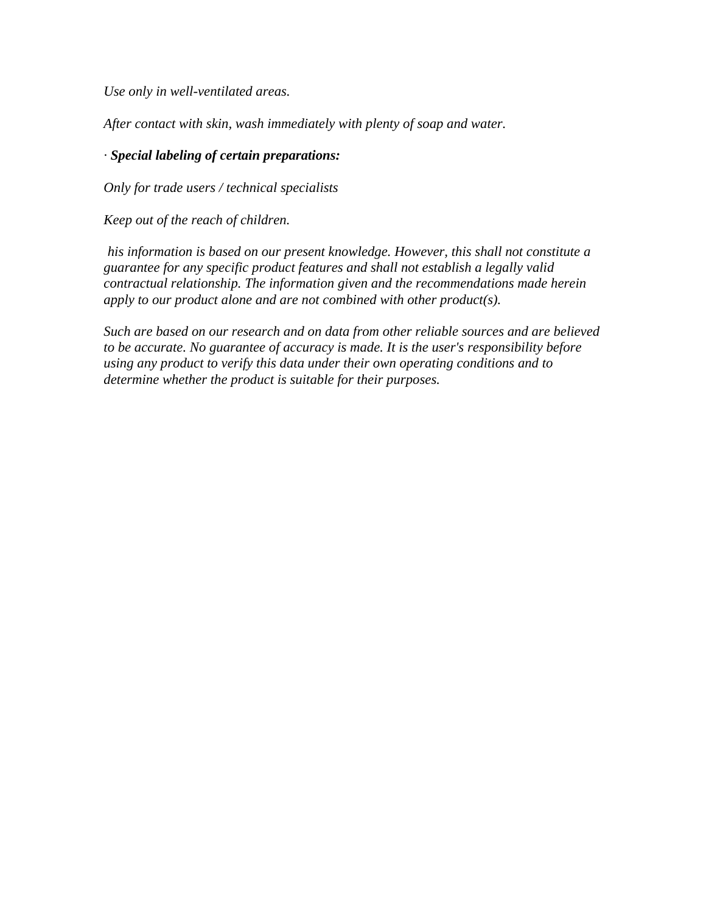*Use only in well-ventilated areas.*

*After contact with skin, wash immediately with plenty of soap and water.*

· ***Special labeling of certain preparations:***

*Only for trade users / technical specialists*

*Keep out of the reach of children.*

*his information is based on our present knowledge. However, this shall not constitute a guarantee for any specific product features and shall not establish a legally valid contractual relationship. The information given and the recommendations made herein apply to our product alone and are not combined with other product(s).*

*Such are based on our research and on data from other reliable sources and are believed to be accurate. No guarantee of accuracy is made. It is the user's responsibility before using any product to verify this data under their own operating conditions and to determine whether the product is suitable for their purposes.*